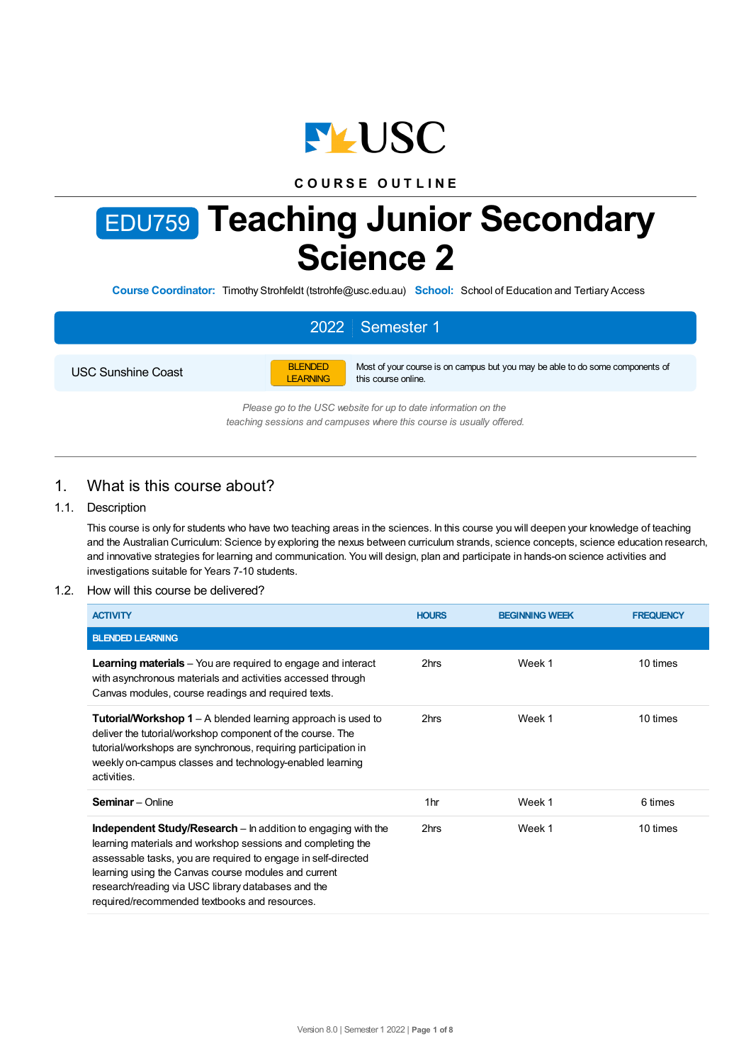COURSE OUTLINE

# EDU759 Teaching Junior Secondary Science 2

**Course Coordinator:** Timothy Strohfeldt (tstrohfe@usc.edu.au) **School:** School of Education and Tertiary Access

**2022 | Semester 1**

| USC Sunshine Coast | BLENDED LEARNING | Most of your course is on campus but you may be able to do some components of this course online. |
|---|---|---|

*Please go to the USC website for up to date information on the teaching sessions and campuses where this course is usually offered.*

## 1. What is this course about?

### 1.1. Description

This course is only for students who have two teaching areas in the sciences. In this course you will deepen your knowledge of teaching and the Australian Curriculum: Science by exploring the nexus between curriculum strands, science concepts, science education research, and innovative strategies for learning and communication. You will design, plan and participate in hands-on science activities and investigations suitable for Years 7-10 students.

### 1.2. How will this course be delivered?

| ACTIVITY | HOURS | BEGINNING WEEK | FREQUENCY |
|---|---|---|---|
| **BLENDED LEARNING** | | | |
| **Learning materials** – You are required to engage and interact with asynchronous materials and activities accessed through Canvas modules, course readings and required texts. | 2hrs | Week 1 | 10 times |
| **Tutorial/Workshop 1** – A blended learning approach is used to deliver the tutorial/workshop component of the course. The tutorial/workshops are synchronous, requiring participation in weekly on-campus classes and technology-enabled learning activities. | 2hrs | Week 1 | 10 times |
| **Seminar** – Online | 1hr | Week 1 | 6 times |
| **Independent Study/Research** – In addition to engaging with the learning materials and workshop sessions and completing the assessable tasks, you are required to engage in self-directed learning using the Canvas course modules and current research/reading via USC library databases and the required/recommended textbooks and resources. | 2hrs | Week 1 | 10 times |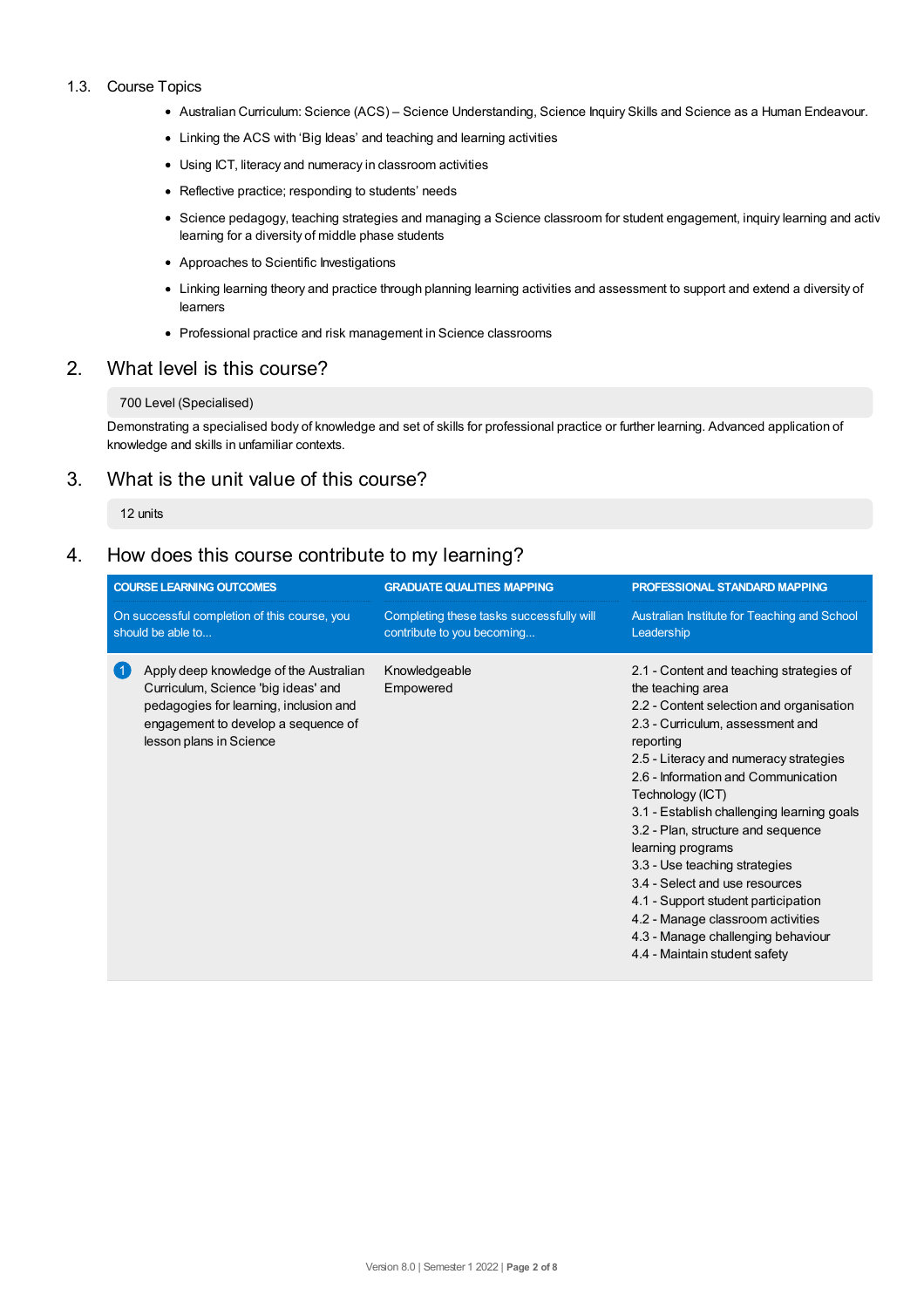### 1.3. Course Topics

- Australian Curriculum: Science (ACS) – Science Understanding, Science Inquiry Skills and Science as a Human Endeavour.
- Linking the ACS with 'Big Ideas' and teaching and learning activities
- Using ICT, literacy and numeracy in classroom activities
- Reflective practice; responding to students' needs
- Science pedagogy, teaching strategies and managing a Science classroom for student engagement, inquiry learning and activ learning for a diversity of middle phase students
- Approaches to Scientific Investigations
- Linking learning theory and practice through planning learning activities and assessment to support and extend a diversity of learners
- Professional practice and risk management in Science classrooms

## 2. What level is this course?

700 Level (Specialised)

Demonstrating a specialised body of knowledge and set of skills for professional practice or further learning. Advanced application of knowledge and skills in unfamiliar contexts.

## 3. What is the unit value of this course?

12 units

## 4. How does this course contribute to my learning?

| COURSE LEARNING OUTCOMES<br>On successful completion of this course, you should be able to... | GRADUATE QUALITIES MAPPING<br>Completing these tasks successfully will contribute to you becoming... | PROFESSIONAL STANDARD MAPPING<br>Australian Institute for Teaching and School Leadership |
|---|---|---|
| 1 Apply deep knowledge of the Australian Curriculum, Science 'big ideas' and pedagogies for learning, inclusion and engagement to develop a sequence of lesson plans in Science | Knowledgeable<br>Empowered | 2.1 - Content and teaching strategies of the teaching area<br>2.2 - Content selection and organisation<br>2.3 - Curriculum, assessment and reporting<br>2.5 - Literacy and numeracy strategies<br>2.6 - Information and Communication Technology (ICT)<br>3.1 - Establish challenging learning goals<br>3.2 - Plan, structure and sequence learning programs<br>3.3 - Use teaching strategies<br>3.4 - Select and use resources<br>4.1 - Support student participation<br>4.2 - Manage classroom activities<br>4.3 - Manage challenging behaviour<br>4.4 - Maintain student safety |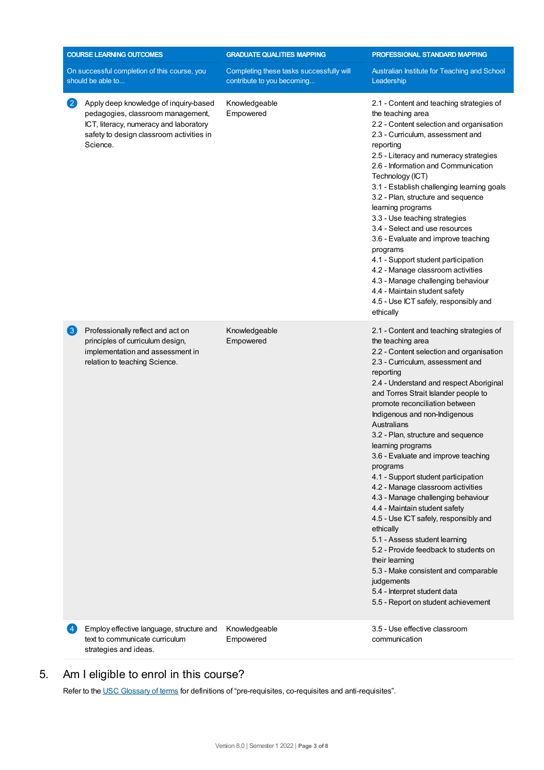| COURSE LEARNING OUTCOMES<br>On successful completion of this course, you should be able to... | GRADUATE QUALITIES MAPPING<br>Completing these tasks successfully will contribute to you becoming... | PROFESSIONAL STANDARD MAPPING<br>Australian Institute for Teaching and School Leadership |
|---|---|---|
| 2 Apply deep knowledge of inquiry-based pedagogies, classroom management, ICT, literacy, numeracy and laboratory safety to design classroom activities in Science. | Knowledgeable<br>Empowered | 2.1 - Content and teaching strategies of the teaching area<br>2.2 - Content selection and organisation<br>2.3 - Curriculum, assessment and reporting<br>2.5 - Literacy and numeracy strategies<br>2.6 - Information and Communication Technology (ICT)<br>3.1 - Establish challenging learning goals<br>3.2 - Plan, structure and sequence learning programs<br>3.3 - Use teaching strategies<br>3.4 - Select and use resources<br>3.6 - Evaluate and improve teaching programs<br>4.1 - Support student participation<br>4.2 - Manage classroom activities<br>4.3 - Manage challenging behaviour<br>4.4 - Maintain student safety<br>4.5 - Use ICT safely, responsibly and ethically |
| 3 Professionally reflect and act on principles of curriculum design, implementation and assessment in relation to teaching Science. | Knowledgeable<br>Empowered | 2.1 - Content and teaching strategies of the teaching area<br>2.2 - Content selection and organisation<br>2.3 - Curriculum, assessment and reporting<br>2.4 - Understand and respect Aboriginal and Torres Strait Islander people to promote reconciliation between Indigenous and non-Indigenous Australians<br>3.2 - Plan, structure and sequence learning programs<br>3.6 - Evaluate and improve teaching programs<br>4.1 - Support student participation<br>4.2 - Manage classroom activities<br>4.3 - Manage challenging behaviour<br>4.4 - Maintain student safety<br>4.5 - Use ICT safely, responsibly and ethically<br>5.1 - Assess student learning<br>5.2 - Provide feedback to students on their learning<br>5.3 - Make consistent and comparable judgements<br>5.4 - Interpret student data<br>5.5 - Report on student achievement |
| 4 Employ effective language, structure and text to communicate curriculum strategies and ideas. | Knowledgeable<br>Empowered | 3.5 - Use effective classroom communication |

## 5. Am I eligible to enrol in this course?

Refer to the USC Glossary of terms for definitions of "pre-requisites, co-requisites and anti-requisites".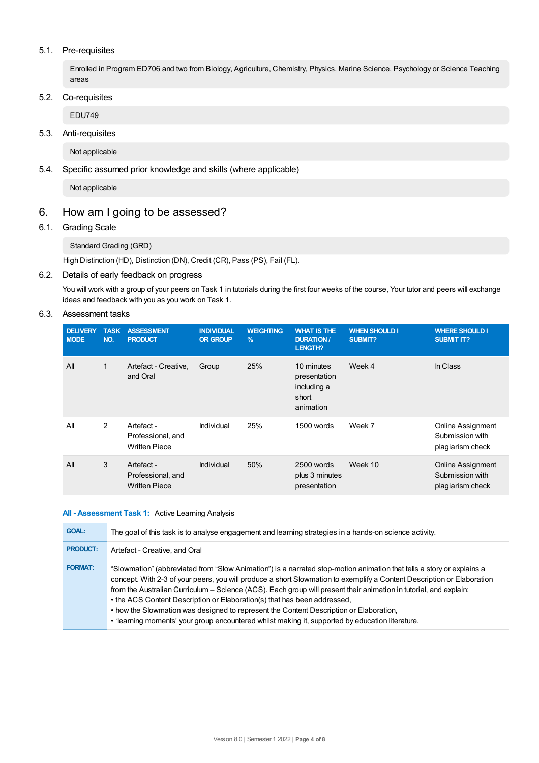### 5.1. Pre-requisites

Enrolled in Program ED706 and two from Biology, Agriculture, Chemistry, Physics, Marine Science, Psychology or Science Teaching areas

### 5.2. Co-requisites

EDU749

### 5.3. Anti-requisites

Not applicable

### 5.4. Specific assumed prior knowledge and skills (where applicable)

Not applicable

## 6. How am I going to be assessed?

### 6.1. Grading Scale

Standard Grading (GRD)

High Distinction (HD), Distinction (DN), Credit (CR), Pass (PS), Fail (FL).

### 6.2. Details of early feedback on progress

You will work with a group of your peers on Task 1 in tutorials during the first four weeks of the course, Your tutor and peers will exchange ideas and feedback with you as you work on Task 1.

### 6.3. Assessment tasks

| DELIVERY MODE | TASK NO. | ASSESSMENT PRODUCT | INDIVIDUAL OR GROUP | WEIGHTING % | WHAT IS THE DURATION / LENGTH? | WHEN SHOULD I SUBMIT? | WHERE SHOULD I SUBMIT IT? |
|---|---|---|---|---|---|---|---|
| All | 1 | Artefact - Creative, and Oral | Group | 25% | 10 minutes presentation including a short animation | Week 4 | In Class |
| All | 2 | Artefact - Professional, and Written Piece | Individual | 25% | 1500 words | Week 7 | Online Assignment Submission with plagiarism check |
| All | 3 | Artefact - Professional, and Written Piece | Individual | 50% | 2500 words plus 3 minutes presentation | Week 10 | Online Assignment Submission with plagiarism check |

**All - Assessment Task 1:** Active Learning Analysis

| | |
|---|---|
| **GOAL:** | The goal of this task is to analyse engagement and learning strategies in a hands-on science activity. |
| **PRODUCT:** | Artefact - Creative, and Oral |
| **FORMAT:** | "Slowmation" (abbreviated from "Slow Animation") is a narrated stop-motion animation that tells a story or explains a concept. With 2-3 of your peers, you will produce a short Slowmation to exemplify a Content Description or Elaboration from the Australian Curriculum – Science (ACS). Each group will present their animation in tutorial, and explain:<br>• the ACS Content Description or Elaboration(s) that has been addressed,<br>• how the Slowmation was designed to represent the Content Description or Elaboration,<br>• 'learning moments' your group encountered whilst making it, supported by education literature. |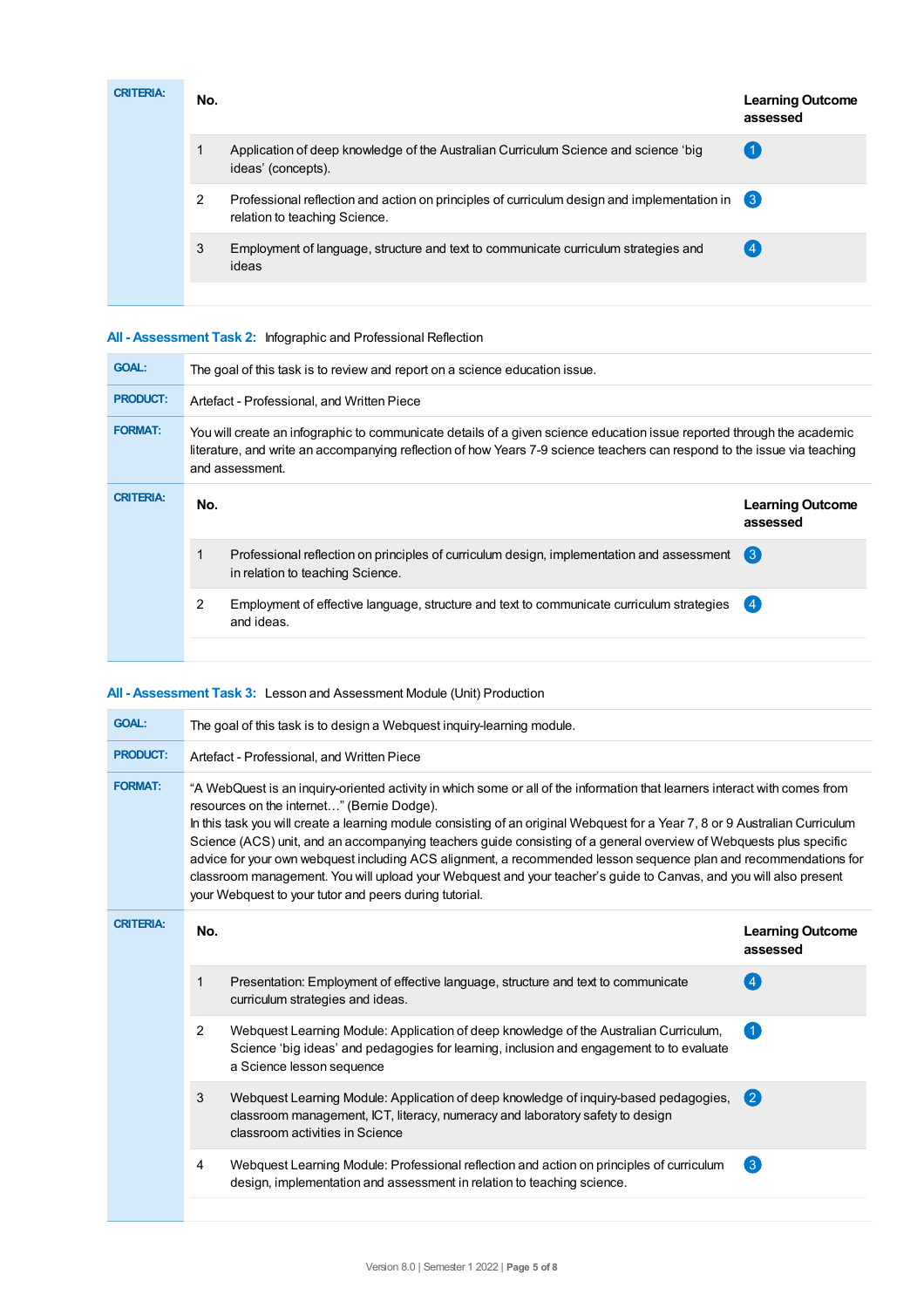**CRITERIA:**

| No. | | Learning Outcome assessed |
|---|---|---|
| 1 | Application of deep knowledge of the Australian Curriculum Science and science 'big ideas' (concepts). | 1 |
| 2 | Professional reflection and action on principles of curriculum design and implementation in relation to teaching Science. | 3 |
| 3 | Employment of language, structure and text to communicate curriculum strategies and ideas | 4 |

## All - Assessment Task 2: Infographic and Professional Reflection

**GOAL:** The goal of this task is to review and report on a science education issue.

**PRODUCT:** Artefact - Professional, and Written Piece

**FORMAT:** You will create an infographic to communicate details of a given science education issue reported through the academic literature, and write an accompanying reflection of how Years 7-9 science teachers can respond to the issue via teaching and assessment.

**CRITERIA:**

| No. | | Learning Outcome assessed |
|---|---|---|
| 1 | Professional reflection on principles of curriculum design, implementation and assessment in relation to teaching Science. | 3 |
| 2 | Employment of effective language, structure and text to communicate curriculum strategies and ideas. | 4 |

## All - Assessment Task 3: Lesson and Assessment Module (Unit) Production

**GOAL:** The goal of this task is to design a Webquest inquiry-learning module.

**PRODUCT:** Artefact - Professional, and Written Piece

**FORMAT:** "A WebQuest is an inquiry-oriented activity in which some or all of the information that learners interact with comes from resources on the internet…" (Bernie Dodge).
In this task you will create a learning module consisting of an original Webquest for a Year 7, 8 or 9 Australian Curriculum Science (ACS) unit, and an accompanying teachers guide consisting of a general overview of Webquests plus specific advice for your own webquest including ACS alignment, a recommended lesson sequence plan and recommendations for classroom management. You will upload your Webquest and your teacher's guide to Canvas, and you will also present your Webquest to your tutor and peers during tutorial.

**CRITERIA:**

| No. | | Learning Outcome assessed |
|---|---|---|
| 1 | Presentation: Employment of effective language, structure and text to communicate curriculum strategies and ideas. | 4 |
| 2 | Webquest Learning Module: Application of deep knowledge of the Australian Curriculum, Science 'big ideas' and pedagogies for learning, inclusion and engagement to to evaluate a Science lesson sequence | 1 |
| 3 | Webquest Learning Module: Application of deep knowledge of inquiry-based pedagogies, classroom management, ICT, literacy, numeracy and laboratory safety to design classroom activities in Science | 2 |
| 4 | Webquest Learning Module: Professional reflection and action on principles of curriculum design, implementation and assessment in relation to teaching science. | 3 |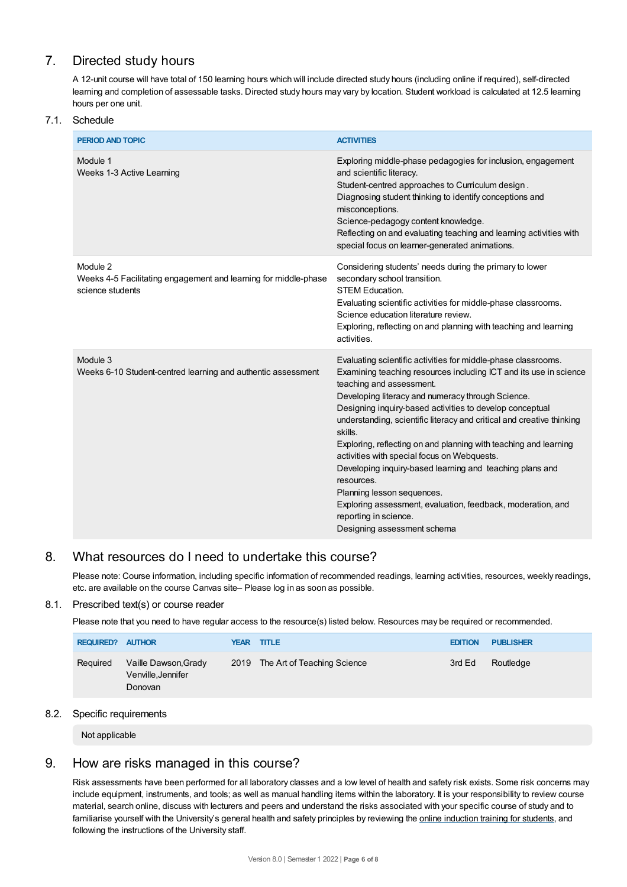## 7. Directed study hours

A 12-unit course will have total of 150 learning hours which will include directed study hours (including online if required), self-directed learning and completion of assessable tasks. Directed study hours may vary by location. Student workload is calculated at 12.5 learning hours per one unit.

### 7.1. Schedule

| PERIOD AND TOPIC | ACTIVITIES |
| --- | --- |
| Module 1<br>Weeks 1-3 Active Learning | Exploring middle-phase pedagogies for inclusion, engagement and scientific literacy.<br>Student-centred approaches to Curriculum design .<br>Diagnosing student thinking to identify conceptions and misconceptions.<br>Science-pedagogy content knowledge.<br>Reflecting on and evaluating teaching and learning activities with special focus on learner-generated animations. |
| Module 2<br>Weeks 4-5 Facilitating engagement and learning for middle-phase science students | Considering students' needs during the primary to lower secondary school transition.<br>STEM Education.<br>Evaluating scientific activities for middle-phase classrooms.<br>Science education literature review.<br>Exploring, reflecting on and planning with teaching and learning activities. |
| Module 3<br>Weeks 6-10 Student-centred learning and authentic assessment | Evaluating scientific activities for middle-phase classrooms.<br>Examining teaching resources including ICT and its use in science teaching and assessment.<br>Developing literacy and numeracy through Science.<br>Designing inquiry-based activities to develop conceptual understanding, scientific literacy and critical and creative thinking skills.<br>Exploring, reflecting on and planning with teaching and learning activities with special focus on Webquests.<br>Developing inquiry-based learning and teaching plans and resources.<br>Planning lesson sequences.<br>Exploring assessment, evaluation, feedback, moderation, and reporting in science.<br>Designing assessment schema |

## 8. What resources do I need to undertake this course?

Please note: Course information, including specific information of recommended readings, learning activities, resources, weekly readings, etc. are available on the course Canvas site– Please log in as soon as possible.

### 8.1. Prescribed text(s) or course reader

Please note that you need to have regular access to the resource(s) listed below. Resources may be required or recommended.

| REQUIRED? | AUTHOR | YEAR | TITLE | EDITION | PUBLISHER |
| --- | --- | --- | --- | --- | --- |
| Required | Vaille Dawson,Grady Venville,Jennifer Donovan | 2019 | The Art of Teaching Science | 3rd Ed | Routledge |

### 8.2. Specific requirements

Not applicable

## 9. How are risks managed in this course?

Risk assessments have been performed for all laboratory classes and a low level of health and safety risk exists. Some risk concerns may include equipment, instruments, and tools; as well as manual handling items within the laboratory. It is your responsibility to review course material, search online, discuss with lecturers and peers and understand the risks associated with your specific course of study and to familiarise yourself with the University's general health and safety principles by reviewing the online induction training for students, and following the instructions of the University staff.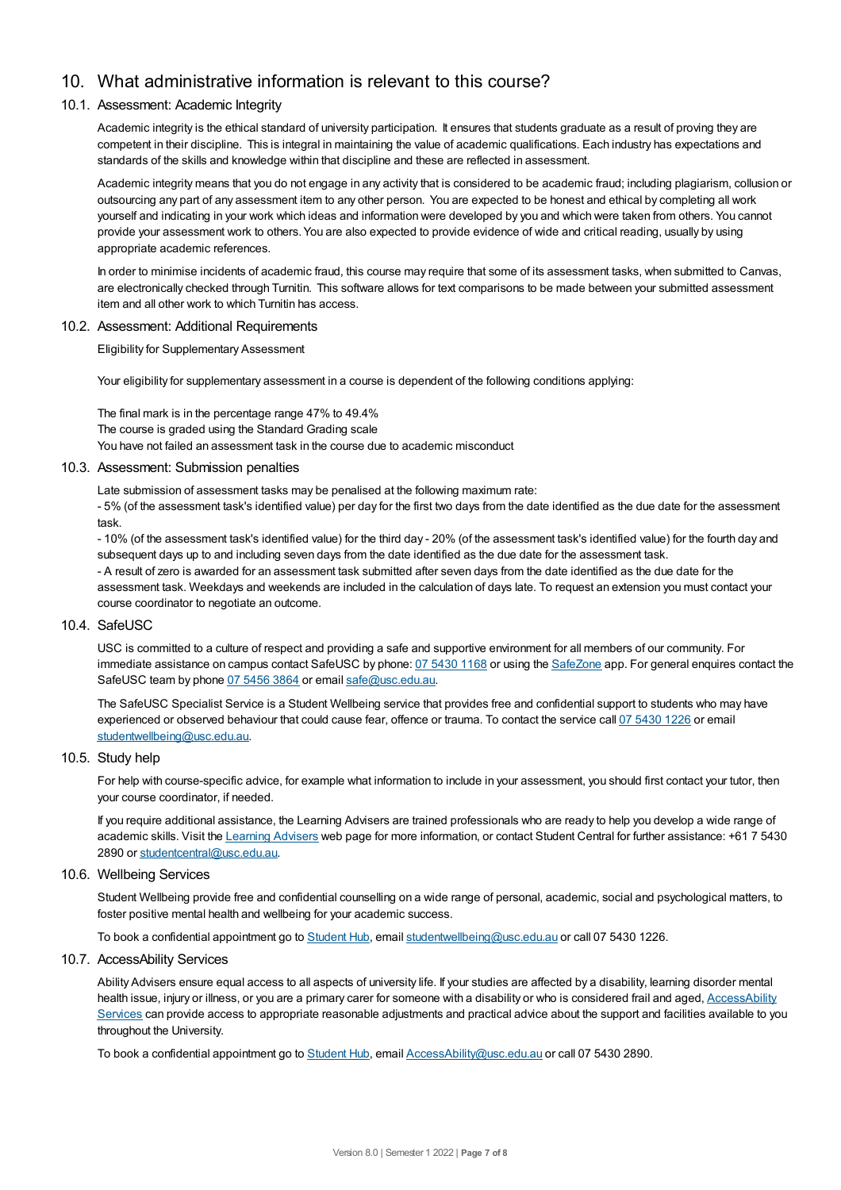## 10. What administrative information is relevant to this course?

### 10.1. Assessment: Academic Integrity

Academic integrity is the ethical standard of university participation. It ensures that students graduate as a result of proving they are competent in their discipline. This is integral in maintaining the value of academic qualifications. Each industry has expectations and standards of the skills and knowledge within that discipline and these are reflected in assessment.

Academic integrity means that you do not engage in any activity that is considered to be academic fraud; including plagiarism, collusion or outsourcing any part of any assessment item to any other person. You are expected to be honest and ethical by completing all work yourself and indicating in your work which ideas and information were developed by you and which were taken from others. You cannot provide your assessment work to others. You are also expected to provide evidence of wide and critical reading, usually by using appropriate academic references.

In order to minimise incidents of academic fraud, this course may require that some of its assessment tasks, when submitted to Canvas, are electronically checked through Turnitin. This software allows for text comparisons to be made between your submitted assessment item and all other work to which Turnitin has access.

### 10.2. Assessment: Additional Requirements

Eligibility for Supplementary Assessment

Your eligibility for supplementary assessment in a course is dependent of the following conditions applying:

The final mark is in the percentage range 47% to 49.4%
The course is graded using the Standard Grading scale
You have not failed an assessment task in the course due to academic misconduct

### 10.3. Assessment: Submission penalties

Late submission of assessment tasks may be penalised at the following maximum rate:
- 5% (of the assessment task's identified value) per day for the first two days from the date identified as the due date for the assessment task.
- 10% (of the assessment task's identified value) for the third day - 20% (of the assessment task's identified value) for the fourth day and subsequent days up to and including seven days from the date identified as the due date for the assessment task.
- A result of zero is awarded for an assessment task submitted after seven days from the date identified as the due date for the assessment task. Weekdays and weekends are included in the calculation of days late. To request an extension you must contact your course coordinator to negotiate an outcome.

### 10.4. SafeUSC

USC is committed to a culture of respect and providing a safe and supportive environment for all members of our community. For immediate assistance on campus contact SafeUSC by phone: 07 5430 1168 or using the SafeZone app. For general enquires contact the SafeUSC team by phone 07 5456 3864 or email safe@usc.edu.au.

The SafeUSC Specialist Service is a Student Wellbeing service that provides free and confidential support to students who may have experienced or observed behaviour that could cause fear, offence or trauma. To contact the service call 07 5430 1226 or email studentwellbeing@usc.edu.au.

### 10.5. Study help

For help with course-specific advice, for example what information to include in your assessment, you should first contact your tutor, then your course coordinator, if needed.

If you require additional assistance, the Learning Advisers are trained professionals who are ready to help you develop a wide range of academic skills. Visit the Learning Advisers web page for more information, or contact Student Central for further assistance: +61 7 5430 2890 or studentcentral@usc.edu.au.

### 10.6. Wellbeing Services

Student Wellbeing provide free and confidential counselling on a wide range of personal, academic, social and psychological matters, to foster positive mental health and wellbeing for your academic success.

To book a confidential appointment go to Student Hub, email studentwellbeing@usc.edu.au or call 07 5430 1226.

### 10.7. AccessAbility Services

Ability Advisers ensure equal access to all aspects of university life. If your studies are affected by a disability, learning disorder mental health issue, injury or illness, or you are a primary carer for someone with a disability or who is considered frail and aged, AccessAbility Services can provide access to appropriate reasonable adjustments and practical advice about the support and facilities available to you throughout the University.

To book a confidential appointment go to Student Hub, email AccessAbility@usc.edu.au or call 07 5430 2890.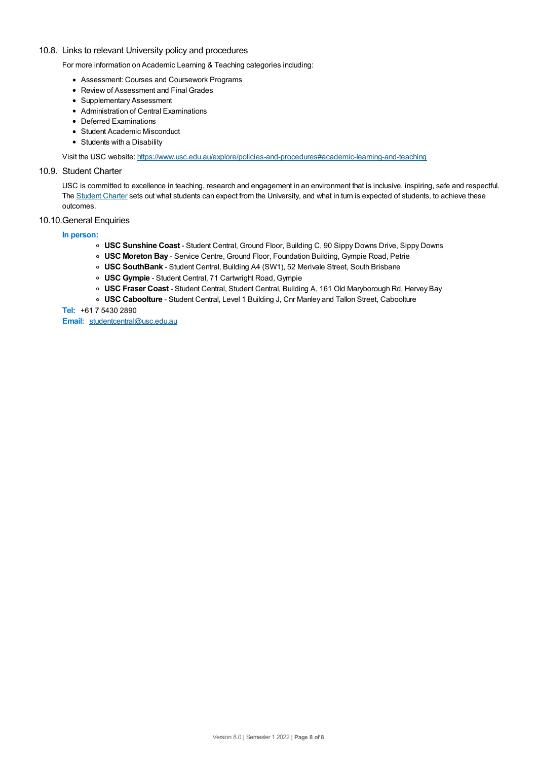### 10.8. Links to relevant University policy and procedures

For more information on Academic Learning & Teaching categories including:

- Assessment: Courses and Coursework Programs
- Review of Assessment and Final Grades
- Supplementary Assessment
- Administration of Central Examinations
- Deferred Examinations
- Student Academic Misconduct
- Students with a Disability

Visit the USC website: [https://www.usc.edu.au/explore/policies-and-procedures#academic-learning-and-teaching](https://www.usc.edu.au/explore/policies-and-procedures#academic-learning-and-teaching)

### 10.9. Student Charter

USC is committed to excellence in teaching, research and engagement in an environment that is inclusive, inspiring, safe and respectful. The [Student Charter](Student Charter) sets out what students can expect from the University, and what in turn is expected of students, to achieve these outcomes.

### 10.10. General Enquiries

**In person:**

- **USC Sunshine Coast** - Student Central, Ground Floor, Building C, 90 Sippy Downs Drive, Sippy Downs
- **USC Moreton Bay** - Service Centre, Ground Floor, Foundation Building, Gympie Road, Petrie
- **USC SouthBank** - Student Central, Building A4 (SW1), 52 Merivale Street, South Brisbane
- **USC Gympie** - Student Central, 71 Cartwright Road, Gympie
- **USC Fraser Coast** - Student Central, Student Central, Building A, 161 Old Maryborough Rd, Hervey Bay
- **USC Caboolture** - Student Central, Level 1 Building J, Cnr Manley and Tallon Street, Caboolture

**Tel:** +61 7 5430 2890

**Email:** [studentcentral@usc.edu.au](mailto:studentcentral@usc.edu.au)